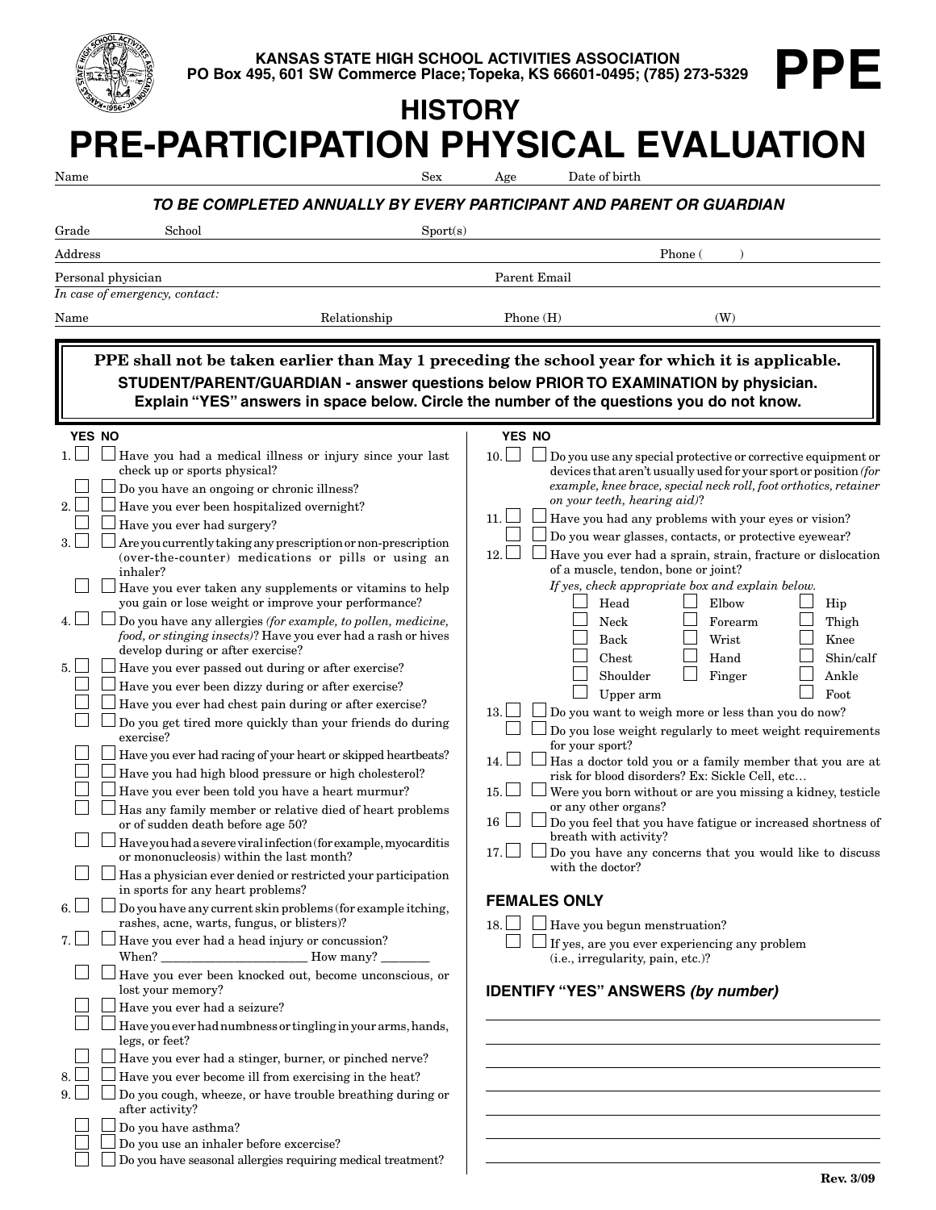KANSAS STATE HIGH SCHOOL ACTIVITIES ASSOCIATION
PO Box 495, 601 SW Commerce Place; Topeka, KS 66601-0495; (785) 273-5329

# PPE

## HISTORY

# PRE-PARTICIPATION PHYSICAL EVALUATION

Name ______ Sex ______ Age ______ Date of birth ______

***TO BE COMPLETED ANNUALLY BY EVERY PARTICIPANT AND PARENT OR GUARDIAN***

Grade ______ School ______ Sport(s) ______

Address ______ Phone ( ______ )

Personal physician ______ Parent Email ______

*In case of emergency, contact:*

Name ______ Relationship ______ Phone (H) ______ (W) ______

**PPE shall not be taken earlier than May 1 preceding the school year for which it is applicable.**
**STUDENT/PARENT/GUARDIAN - answer questions below PRIOR TO EXAMINATION by physician. Explain "YES" answers in space below. Circle the number of the questions you do not know.**

| # | YES | NO | Question |
|---|---|---|---|
| 1. | ☐ | ☐ | Have you had a medical illness or injury since your last check up or sports physical? |
| | ☐ | ☐ | Do you have an ongoing or chronic illness? |
| 2. | ☐ | ☐ | Have you ever been hospitalized overnight? |
| | ☐ | ☐ | Have you ever had surgery? |
| 3. | ☐ | ☐ | Are you currently taking any prescription or non-prescription (over-the-counter) medications or pills or using an inhaler? |
| | ☐ | ☐ | Have you ever taken any supplements or vitamins to help you gain or lose weight or improve your performance? |
| 4. | ☐ | ☐ | Do you have any allergies *(for example, to pollen, medicine, food, or stinging insects)*? Have you ever had a rash or hives develop during or after exercise? |
| 5. | ☐ | ☐ | Have you ever passed out during or after exercise? |
| | ☐ | ☐ | Have you ever been dizzy during or after exercise? |
| | ☐ | ☐ | Have you ever had chest pain during or after exercise? |
| | ☐ | ☐ | Do you get tired more quickly than your friends do during exercise? |
| | ☐ | ☐ | Have you ever had racing of your heart or skipped heartbeats? |
| | ☐ | ☐ | Have you had high blood pressure or high cholesterol? |
| | ☐ | ☐ | Have you ever been told you have a heart murmur? |
| | ☐ | ☐ | Has any family member or relative died of heart problems or of sudden death before age 50? |
| | ☐ | ☐ | Have you had a severe viral infection (for example, myocarditis or mononucleosis) within the last month? |
| | ☐ | ☐ | Has a physician ever denied or restricted your participation in sports for any heart problems? |
| 6. | ☐ | ☐ | Do you have any current skin problems (for example itching, rashes, acne, warts, fungus, or blisters)? |
| 7. | ☐ | ☐ | Have you ever had a head injury or concussion? When? ______ How many? ______ |
| | ☐ | ☐ | Have you ever been knocked out, become unconscious, or lost your memory? |
| | ☐ | ☐ | Have you ever had a seizure? |
| | ☐ | ☐ | Have you ever had numbness or tingling in your arms, hands, legs, or feet? |
| | ☐ | ☐ | Have you ever had a stinger, burner, or pinched nerve? |
| 8. | ☐ | ☐ | Have you ever become ill from exercising in the heat? |
| 9. | ☐ | ☐ | Do you cough, wheeze, or have trouble breathing during or after activity? |
| | ☐ | ☐ | Do you have asthma? |
| | ☐ | ☐ | Do you use an inhaler before excercise? |
| | ☐ | ☐ | Do you have seasonal allergies requiring medical treatment? |
| 10. | ☐ | ☐ | Do you use any special protective or corrective equipment or devices that aren't usually used for your sport or position *(for example, knee brace, special neck roll, foot orthotics, retainer on your teeth, hearing aid)*? |
| 11. | ☐ | ☐ | Have you had any problems with your eyes or vision? |
| | ☐ | ☐ | Do you wear glasses, contacts, or protective eyewear? |
| 12. | ☐ | ☐ | Have you ever had a sprain, strain, fracture or dislocation of a muscle, tendon, bone or joint? *If yes, check appropriate box and explain below.* |

| | | |
|---|---|---|
| ☐ Head | ☐ Elbow | ☐ Hip |
| ☐ Neck | ☐ Forearm | ☐ Thigh |
| ☐ Back | ☐ Wrist | ☐ Knee |
| ☐ Chest | ☐ Hand | ☐ Shin/calf |
| ☐ Shoulder | ☐ Finger | ☐ Ankle |
| ☐ Upper arm | | ☐ Foot |

| # | YES | NO | Question |
|---|---|---|---|
| 13. | ☐ | ☐ | Do you want to weigh more or less than you do now? |
| | ☐ | ☐ | Do you lose weight regularly to meet weight requirements for your sport? |
| 14. | ☐ | ☐ | Has a doctor told you or a family member that you are at risk for blood disorders? Ex: Sickle Cell, etc… |
| 15. | ☐ | ☐ | Were you born without or are you missing a kidney, testicle or any other organs? |
| 16 | ☐ | ☐ | Do you feel that you have fatigue or increased shortness of breath with activity? |
| 17. | ☐ | ☐ | Do you have any concerns that you would like to discuss with the doctor? |

### FEMALES ONLY

| # | YES | NO | Question |
|---|---|---|---|
| 18. | ☐ | ☐ | Have you begun menstruation? |
| | ☐ | ☐ | If yes, are you ever experiencing any problem (i.e., irregularity, pain, etc.)? |

### IDENTIFY "YES" ANSWERS *(by number)*

______

______

______

______

______

______

______

Rev. 3/09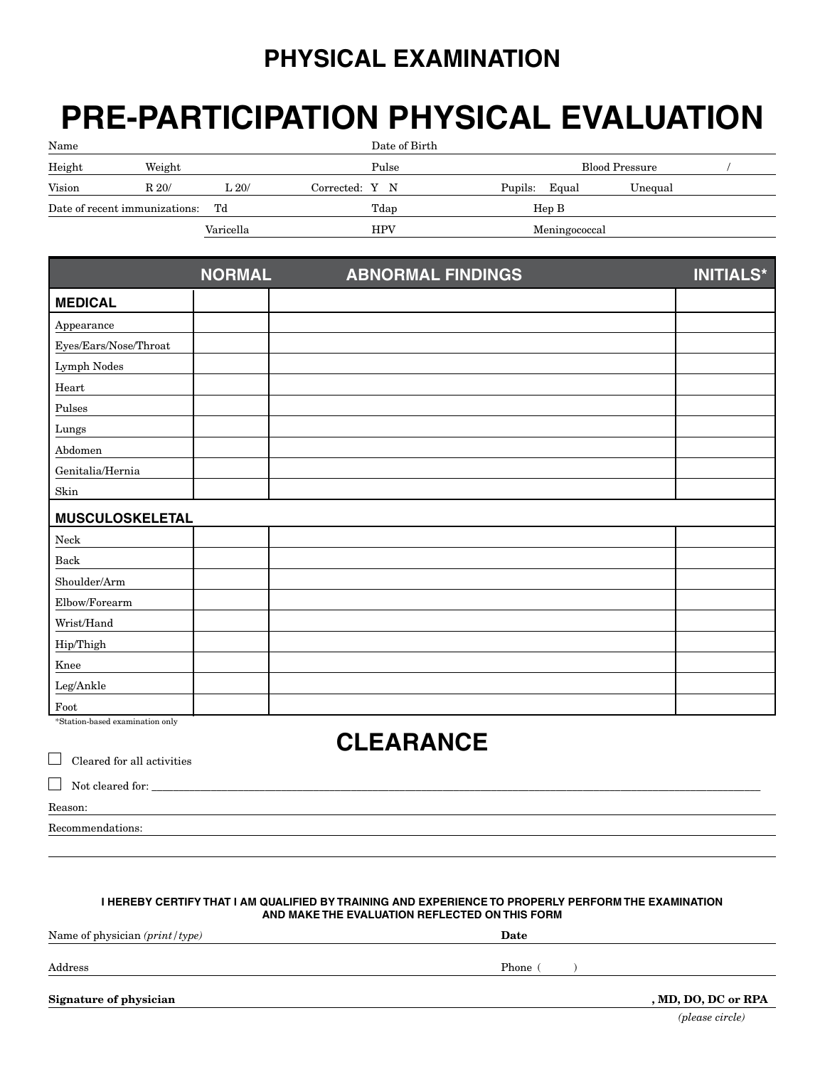# PHYSICAL EXAMINATION

# PRE-PARTICIPATION PHYSICAL EVALUATION

Name Date of Birth

Height Weight Pulse Blood Pressure /

Vision R 20/ L 20/ Corrected: Y N Pupils: Equal Unequal

Date of recent immunizations: Td Tdap Hep B

Varicella HPV Meningococcal

| | NORMAL | ABNORMAL FINDINGS | INITIALS* |
|---|---|---|---|
| **MEDICAL** | | | |
| Appearance | | | |
| Eyes/Ears/Nose/Throat | | | |
| Lymph Nodes | | | |
| Heart | | | |
| Pulses | | | |
| Lungs | | | |
| Abdomen | | | |
| Genitalia/Hernia | | | |
| Skin | | | |
| **MUSCULOSKELETAL** | | | |
| Neck | | | |
| Back | | | |
| Shoulder/Arm | | | |
| Elbow/Forearm | | | |
| Wrist/Hand | | | |
| Hip/Thigh | | | |
| Knee | | | |
| Leg/Ankle | | | |
| Foot | | | |

*Station-based examination only

## CLEARANCE

☐ Cleared for all activities

☐ Not cleared for: ____________________

Reason:

Recommendations:

**I HEREBY CERTIFY THAT I AM QUALIFIED BY TRAINING AND EXPERIENCE TO PROPERLY PERFORM THE EXAMINATION AND MAKE THE EVALUATION REFLECTED ON THIS FORM**

Name of physician *(print/type)* **Date**

Address Phone ( )

**Signature of physician** **, MD, DO, DC or RPA**

*(please circle)*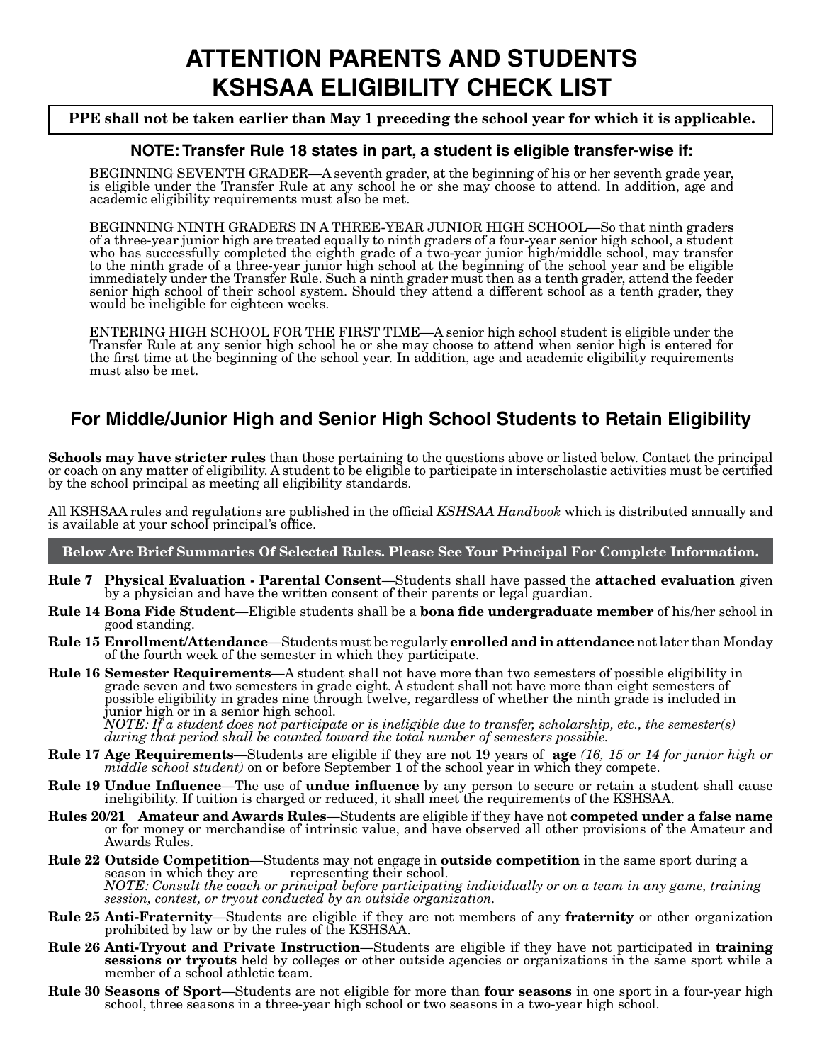# ATTENTION PARENTS AND STUDENTS
# KSHSAA ELIGIBILITY CHECK LIST

**PPE shall not be taken earlier than May 1 preceding the school year for which it is applicable.**

### NOTE: Transfer Rule 18 states in part, a student is eligible transfer-wise if:

BEGINNING SEVENTH GRADER—A seventh grader, at the beginning of his or her seventh grade year, is eligible under the Transfer Rule at any school he or she may choose to attend. In addition, age and academic eligibility requirements must also be met.

BEGINNING NINTH GRADERS IN A THREE-YEAR JUNIOR HIGH SCHOOL—So that ninth graders of a three-year junior high are treated equally to ninth graders of a four-year senior high school, a student who has successfully completed the eighth grade of a two-year junior high/middle school, may transfer to the ninth grade of a three-year junior high school at the beginning of the school year and be eligible immediately under the Transfer Rule. Such a ninth grader must then as a tenth grader, attend the feeder senior high school of their school system. Should they attend a different school as a tenth grader, they would be ineligible for eighteen weeks.

ENTERING HIGH SCHOOL FOR THE FIRST TIME—A senior high school student is eligible under the Transfer Rule at any senior high school he or she may choose to attend when senior high is entered for the first time at the beginning of the school year. In addition, age and academic eligibility requirements must also be met.

## For Middle/Junior High and Senior High School Students to Retain Eligibility

**Schools may have stricter rules** than those pertaining to the questions above or listed below. Contact the principal or coach on any matter of eligibility. A student to be eligible to participate in interscholastic activities must be certified by the school principal as meeting all eligibility standards.

All KSHSAA rules and regulations are published in the official *KSHSAA Handbook* which is distributed annually and is available at your school principal's office.

**Below Are Brief Summaries Of Selected Rules. Please See Your Principal For Complete Information.**

**Rule 7 Physical Evaluation - Parental Consent**—Students shall have passed the **attached evaluation** given by a physician and have the written consent of their parents or legal guardian.

**Rule 14 Bona Fide Student**—Eligible students shall be a **bona fide undergraduate member** of his/her school in good standing.

**Rule 15 Enrollment/Attendance**—Students must be regularly **enrolled and in attendance** not later than Monday of the fourth week of the semester in which they participate.

**Rule 16 Semester Requirements**—A student shall not have more than two semesters of possible eligibility in grade seven and two semesters in grade eight. A student shall not have more than eight semesters of possible eligibility in grades nine through twelve, regardless of whether the ninth grade is included in junior high or in a senior high school.
*NOTE: If a student does not participate or is ineligible due to transfer, scholarship, etc., the semester(s) during that period shall be counted toward the total number of semesters possible.*

**Rule 17 Age Requirements**—Students are eligible if they are not 19 years of **age** *(16, 15 or 14 for junior high or middle school student)* on or before September 1 of the school year in which they compete.

**Rule 19 Undue Influence**—The use of **undue influence** by any person to secure or retain a student shall cause ineligibility. If tuition is charged or reduced, it shall meet the requirements of the KSHSAA.

**Rules 20/21 Amateur and Awards Rules**—Students are eligible if they have not **competed under a false name** or for money or merchandise of intrinsic value, and have observed all other provisions of the Amateur and Awards Rules.

**Rule 22 Outside Competition**—Students may not engage in **outside competition** in the same sport during a season in which they are representing their school.
*NOTE: Consult the coach or principal before participating individually or on a team in any game, training session, contest, or tryout conducted by an outside organization.*

**Rule 25 Anti-Fraternity**—Students are eligible if they are not members of any **fraternity** or other organization prohibited by law or by the rules of the KSHSAA.

**Rule 26 Anti-Tryout and Private Instruction**—Students are eligible if they have not participated in **training sessions or tryouts** held by colleges or other outside agencies or organizations in the same sport while a member of a school athletic team.

**Rule 30 Seasons of Sport**—Students are not eligible for more than **four seasons** in one sport in a four-year high school, three seasons in a three-year high school or two seasons in a two-year high school.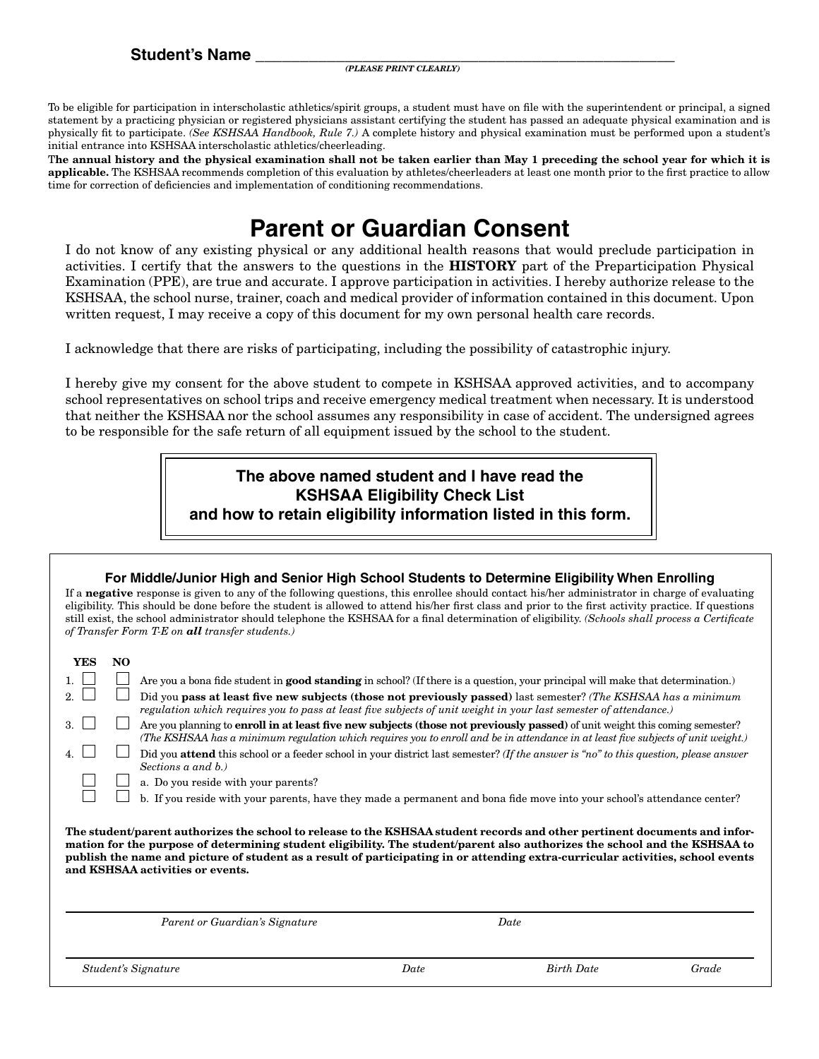**Student's Name** ___________________________________________

***(PLEASE PRINT CLEARLY)***

To be eligible for participation in interscholastic athletics/spirit groups, a student must have on file with the superintendent or principal, a signed statement by a practicing physician or registered physicians assistant certifying the student has passed an adequate physical examination and is physically fit to participate. *(See KSHSAA Handbook, Rule 7.)* A complete history and physical examination must be performed upon a student's initial entrance into KSHSAA interscholastic athletics/cheerleading.

**The annual history and the physical examination shall not be taken earlier than May 1 preceding the school year for which it is applicable.** The KSHSAA recommends completion of this evaluation by athletes/cheerleaders at least one month prior to the first practice to allow time for correction of deficiencies and implementation of conditioning recommendations.

# Parent or Guardian Consent

I do not know of any existing physical or any additional health reasons that would preclude participation in activities. I certify that the answers to the questions in the **HISTORY** part of the Preparticipation Physical Examination (PPE), are true and accurate. I approve participation in activities. I hereby authorize release to the KSHSAA, the school nurse, trainer, coach and medical provider of information contained in this document. Upon written request, I may receive a copy of this document for my own personal health care records.

I acknowledge that there are risks of participating, including the possibility of catastrophic injury.

I hereby give my consent for the above student to compete in KSHSAA approved activities, and to accompany school representatives on school trips and receive emergency medical treatment when necessary. It is understood that neither the KSHSAA nor the school assumes any responsibility in case of accident. The undersigned agrees to be responsible for the safe return of all equipment issued by the school to the student.

**The above named student and I have read the KSHSAA Eligibility Check List and how to retain eligibility information listed in this form.**

### For Middle/Junior High and Senior High School Students to Determine Eligibility When Enrolling

If a **negative** response is given to any of the following questions, this enrollee should contact his/her administrator in charge of evaluating eligibility. This should be done before the student is allowed to attend his/her first class and prior to the first activity practice. If questions still exist, the school administrator should telephone the KSHSAA for a final determination of eligibility. *(Schools shall process a Certificate of Transfer Form T-E on **all** transfer students.)*

| | YES | NO | |
|---|---|---|---|
| 1. | ☐ | ☐ | Are you a bona fide student in **good standing** in school? (If there is a question, your principal will make that determination.) |
| 2. | ☐ | ☐ | Did you **pass at least five new subjects (those not previously passed)** last semester? *(The KSHSAA has a minimum regulation which requires you to pass at least five subjects of unit weight in your last semester of attendance.)* |
| 3. | ☐ | ☐ | Are you planning to **enroll in at least five new subjects (those not previously passed)** of unit weight this coming semester? *(The KSHSAA has a minimum regulation which requires you to enroll and be in attendance in at least five subjects of unit weight.)* |
| 4. | ☐ | ☐ | Did you **attend** this school or a feeder school in your district last semester? *(If the answer is "no" to this question, please answer Sections a and b.)* |
| | ☐ | ☐ | a. Do you reside with your parents? |
| | ☐ | ☐ | b. If you reside with your parents, have they made a permanent and bona fide move into your school's attendance center? |

**The student/parent authorizes the school to release to the KSHSAA student records and other pertinent documents and information for the purpose of determining student eligibility. The student/parent also authorizes the school and the KSHSAA to publish the name and picture of student as a result of participating in or attending extra-curricular activities, school events and KSHSAA activities or events.**

___________________________________________

*Parent or Guardian's Signature* *Date*

___________________________________________

*Student's Signature* *Date* *Birth Date* *Grade*